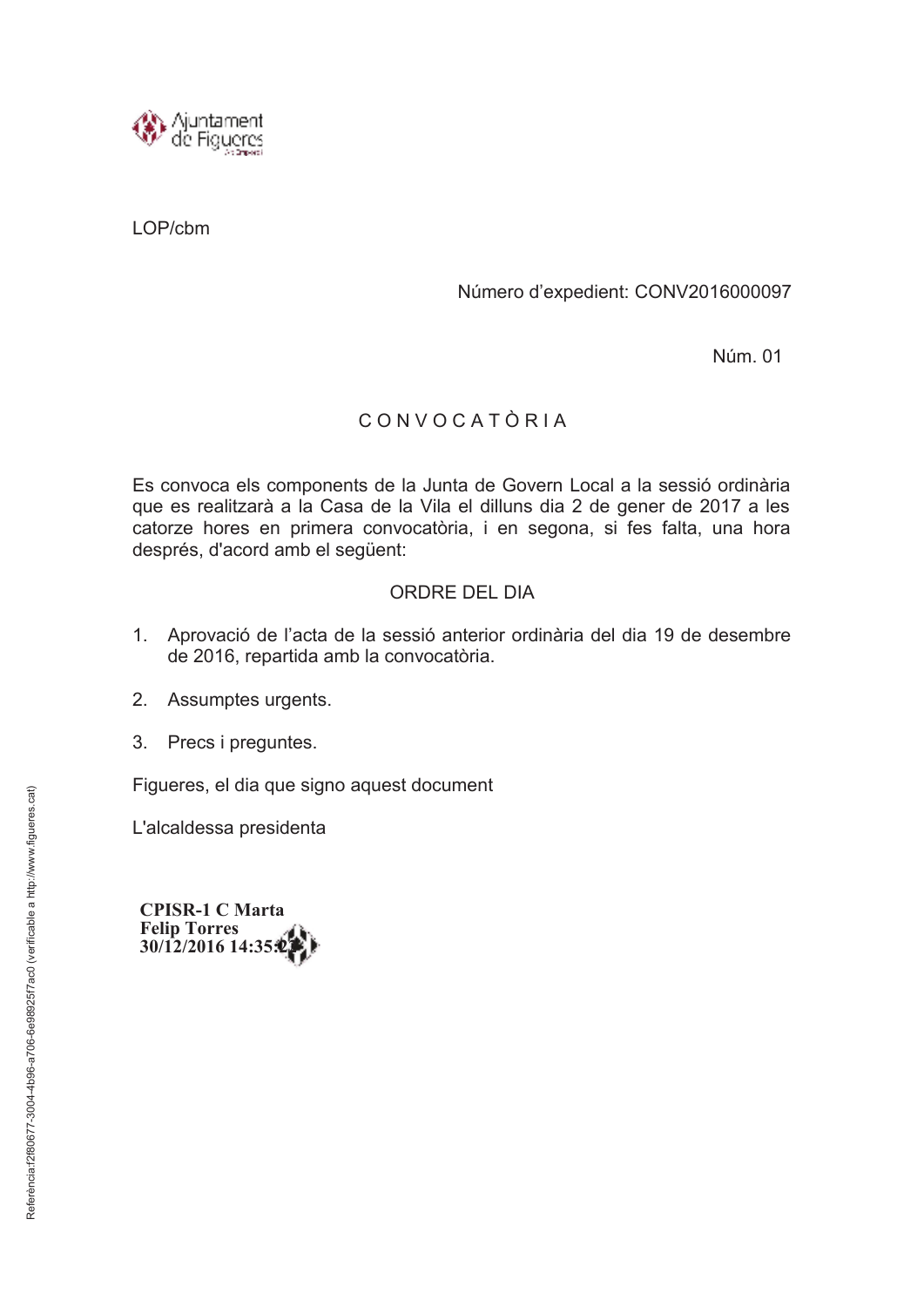Ajuntament de Figueres

LOP/cbm

Número d'expedient: CONV2016000097

Núm. 01

# C O N V O C A T Ò R I A

Es convoca els components de la Junta de Govern Local a la sessió ordinària que es realitzarà a la Casa de la Vila el dilluns dia 2 de gener de 2017 a les catorze hores en primera convocatòria, i en segona, si fes falta, una hora després, d'acord amb el següent:

## ORDRE DEL DIA

1. Aprovació de l'acta de la sessió anterior ordinària del dia 19 de desembre de 2016, repartida amb la convocatòria.
2. Assumptes urgents.
3. Precs i preguntes.

Figueres, el dia que signo aquest document

L'alcaldessa presidenta

**CPISR-1 C Marta Felip Torres 30/12/2016 14:35:27**

Referència:f2f80677-3004-4b96-a706-6e98925f7ac0 (verificable a http://www.figueres.cat)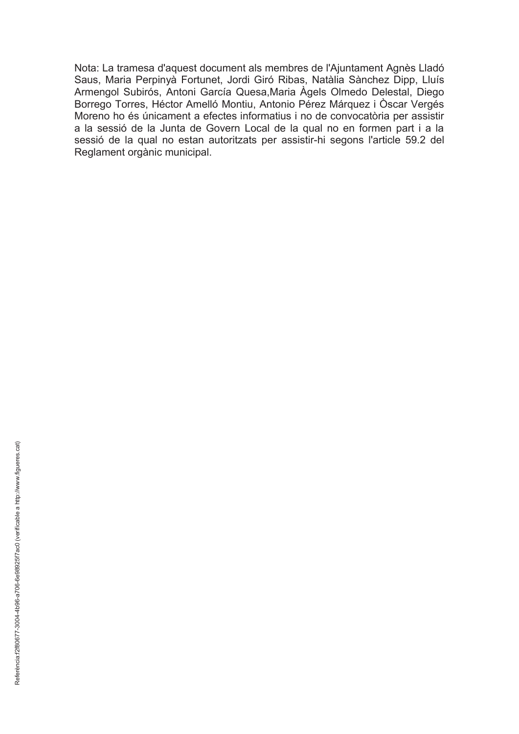Nota: La tramesa d'aquest document als membres de l'Ajuntament Agnès Lladó Saus, Maria Perpinyà Fortunet, Jordi Giró Ribas, Natàlia Sànchez Dipp, Lluís Armengol Subirós, Antoni García Quesa,Maria Àgels Olmedo Delestal, Diego Borrego Torres, Héctor Amelló Montiu, Antonio Pérez Márquez i Òscar Vergés Moreno ho és únicament a efectes informatius i no de convocatòria per assistir a la sessió de la Junta de Govern Local de la qual no en formen part i a la sessió de la qual no estan autoritzats per assistir-hi segons l'article 59.2 del Reglament orgànic municipal.

Referència:f2f80677-3004-4b96-a706-6e98925f7ac0 (verificable a http://www.figueres.cat)